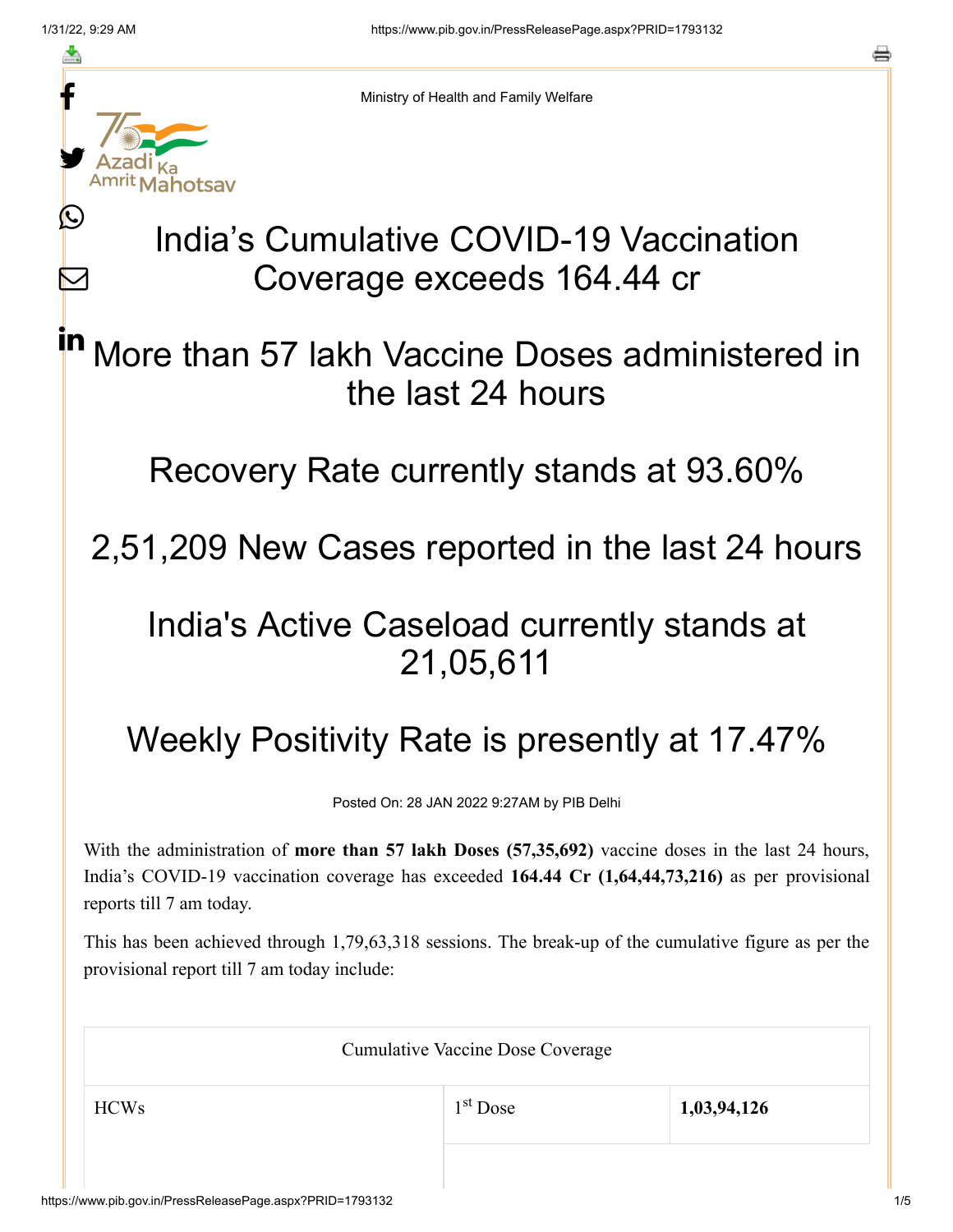Ministry of Health and Family Welfare

# India's Cumulative COVID-19 Vaccination Coverage exceeds 164.44 cr

## More than 57 lakh Vaccine Doses administered in the last 24 hours

## Recovery Rate currently stands at 93.60%

## 2,51,209 New Cases reported in the last 24 hours

## India's Active Caseload currently stands at 21,05,611

## Weekly Positivity Rate is presently at 17.47%

Posted On: 28 JAN 2022 9:27AM by PIB Delhi

With the administration of **more than 57 lakh Doses (57,35,692)** vaccine doses in the last 24 hours, India's COVID-19 vaccination coverage has exceeded **164.44 Cr (1,64,44,73,216)** as per provisional reports till 7 am today.

This has been achieved through 1,79,63,318 sessions. The break-up of the cumulative figure as per the provisional report till 7 am today include:

| Cumulative Vaccine Dose Coverage | | |
|---|---|---|
| HCWs | 1st Dose | **1,03,94,126** |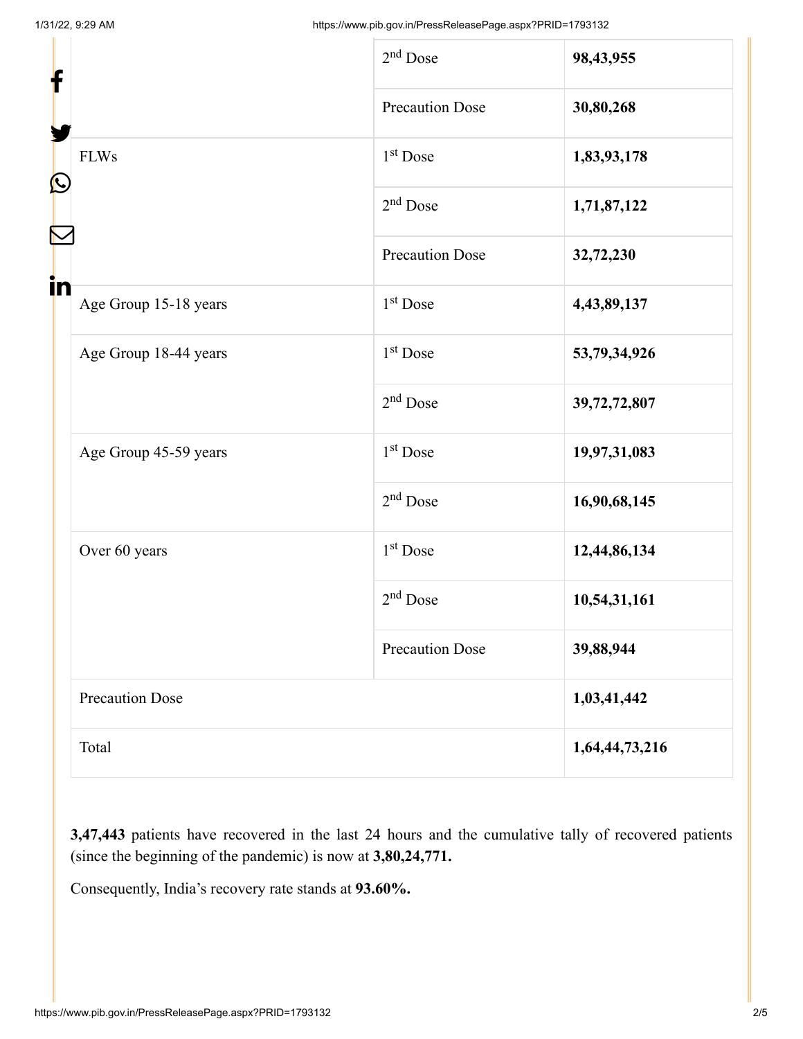| | | |
|---|---|---|
| | 2nd Dose | **98,43,955** |
| | Precaution Dose | **30,80,268** |
| FLWs | 1st Dose | **1,83,93,178** |
| | 2nd Dose | **1,71,87,122** |
| | Precaution Dose | **32,72,230** |
| Age Group 15-18 years | 1st Dose | **4,43,89,137** |
| Age Group 18-44 years | 1st Dose | **53,79,34,926** |
| | 2nd Dose | **39,72,72,807** |
| Age Group 45-59 years | 1st Dose | **19,97,31,083** |
| | 2nd Dose | **16,90,68,145** |
| Over 60 years | 1st Dose | **12,44,86,134** |
| | 2nd Dose | **10,54,31,161** |
| | Precaution Dose | **39,88,944** |
| Precaution Dose | | **1,03,41,442** |
| Total | | **1,64,44,73,216** |

**3,47,443** patients have recovered in the last 24 hours and the cumulative tally of recovered patients (since the beginning of the pandemic) is now at **3,80,24,771.**

Consequently, India's recovery rate stands at **93.60%.**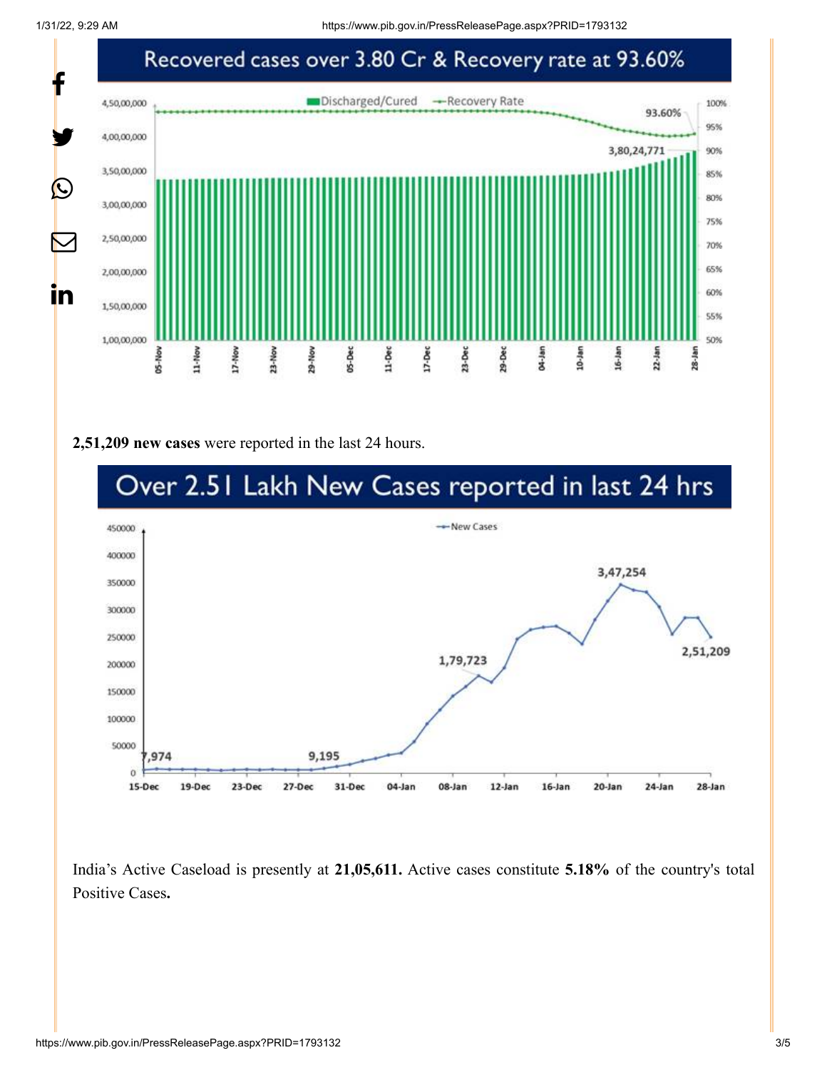Recovered cases over 3.80 Cr & Recovery rate at 93.60%

**2,51,209 new cases** were reported in the last 24 hours.

Over 2.51 Lakh New Cases reported in last 24 hrs

India's Active Caseload is presently at **21,05,611.** Active cases constitute **5.18%** of the country's total Positive Cases**.**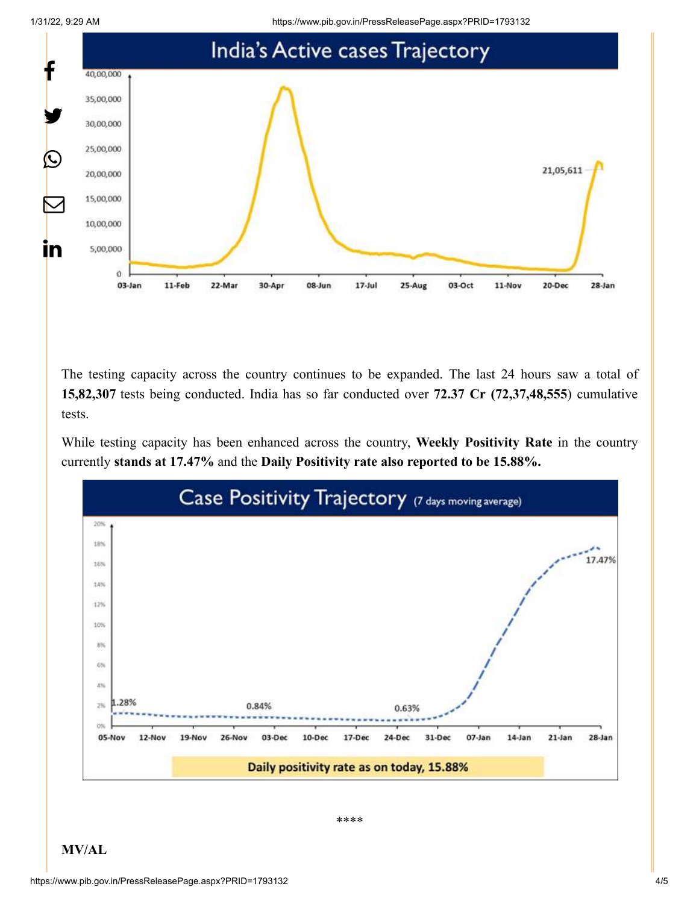## India's Active cases Trajectory

The testing capacity across the country continues to be expanded. The last 24 hours saw a total of **15,82,307** tests being conducted. India has so far conducted over **72.37 Cr (72,37,48,555**) cumulative tests.

While testing capacity has been enhanced across the country, **Weekly Positivity Rate** in the country currently **stands at 17.47%** and the **Daily Positivity rate also reported to be 15.88%.**

## Case Positivity Trajectory (7 days moving average)

Daily positivity rate as on today, 15.88%

****

**MV/AL**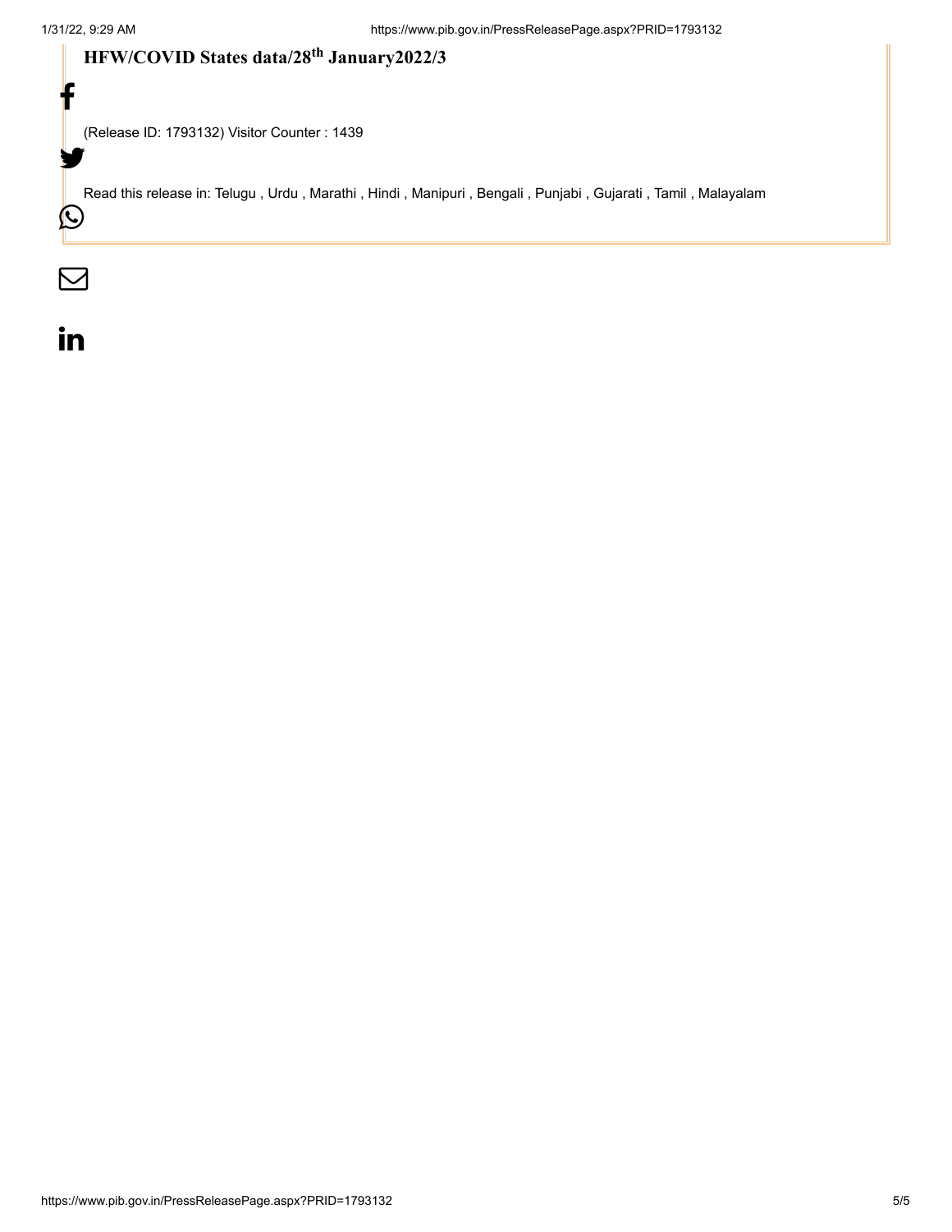**HFW/COVID States data/28th January2022/3**

(Release ID: 1793132) Visitor Counter : 1439

Read this release in: Telugu , Urdu , Marathi , Hindi , Manipuri , Bengali , Punjabi , Gujarati , Tamil , Malayalam